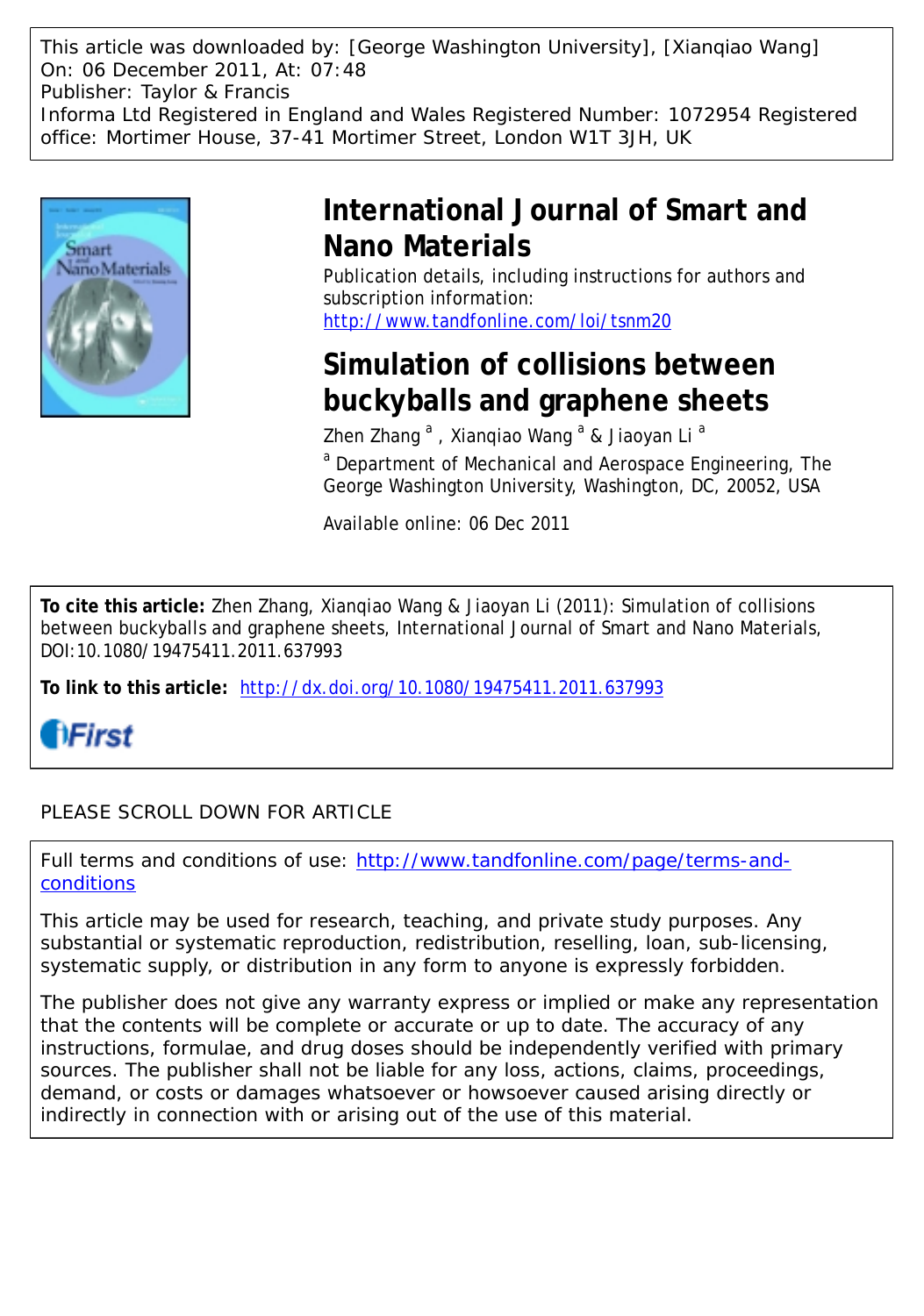This article was downloaded by: [George Washington University], [Xianqiao Wang]
On: 06 December 2011, At: 07:48
Publisher: Taylor & Francis
Informa Ltd Registered in England and Wales Registered Number: 1072954 Registered office: Mortimer House, 37-41 Mortimer Street, London W1T 3JH, UK

# International Journal of Smart and Nano Materials

Publication details, including instructions for authors and subscription information:
http://www.tandfonline.com/loi/tsnm20

# Simulation of collisions between buckyballs and graphene sheets

Zhen Zhang [a], Xianqiao Wang [a] & Jiaoyan Li [a]

[a] Department of Mechanical and Aerospace Engineering, The George Washington University, Washington, DC, 20052, USA

Available online: 06 Dec 2011

**To cite this article:** Zhen Zhang, Xianqiao Wang & Jiaoyan Li (2011): Simulation of collisions between buckyballs and graphene sheets, International Journal of Smart and Nano Materials, DOI:10.1080/19475411.2011.637993

**To link to this article:** http://dx.doi.org/10.1080/19475411.2011.637993

iFirst

PLEASE SCROLL DOWN FOR ARTICLE

Full terms and conditions of use: http://www.tandfonline.com/page/terms-and-conditions

This article may be used for research, teaching, and private study purposes. Any substantial or systematic reproduction, redistribution, reselling, loan, sub-licensing, systematic supply, or distribution in any form to anyone is expressly forbidden.

The publisher does not give any warranty express or implied or make any representation that the contents will be complete or accurate or up to date. The accuracy of any instructions, formulae, and drug doses should be independently verified with primary sources. The publisher shall not be liable for any loss, actions, claims, proceedings, demand, or costs or damages whatsoever or howsoever caused arising directly or indirectly in connection with or arising out of the use of this material.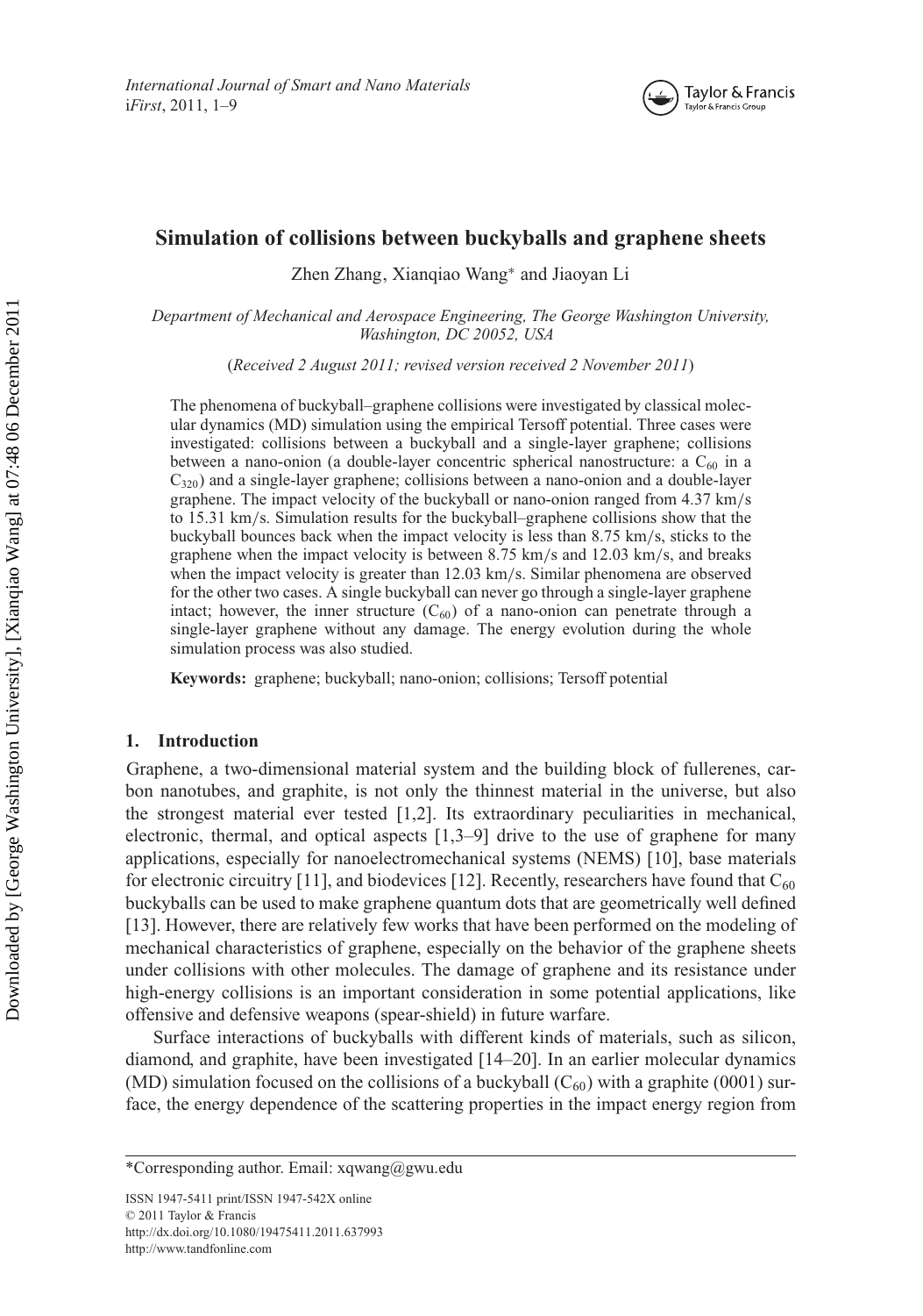# Simulation of collisions between buckyballs and graphene sheets

Zhen Zhang, Xianqiao Wang* and Jiaoyan Li

*Department of Mechanical and Aerospace Engineering, The George Washington University, Washington, DC 20052, USA*

(*Received 2 August 2011; revised version received 2 November 2011*)

The phenomena of buckyball–graphene collisions were investigated by classical molecular dynamics (MD) simulation using the empirical Tersoff potential. Three cases were investigated: collisions between a buckyball and a single-layer graphene; collisions between a nano-onion (a double-layer concentric spherical nanostructure: a $C_{60}$ in a $C_{320}$) and a single-layer graphene; collisions between a nano-onion and a double-layer graphene. The impact velocity of the buckyball or nano-onion ranged from 4.37 km/s to 15.31 km/s. Simulation results for the buckyball–graphene collisions show that the buckyball bounces back when the impact velocity is less than 8.75 km/s, sticks to the graphene when the impact velocity is between 8.75 km/s and 12.03 km/s, and breaks when the impact velocity is greater than 12.03 km/s. Similar phenomena are observed for the other two cases. A single buckyball can never go through a single-layer graphene intact; however, the inner structure ($C_{60}$) of a nano-onion can penetrate through a single-layer graphene without any damage. The energy evolution during the whole simulation process was also studied.

**Keywords:** graphene; buckyball; nano-onion; collisions; Tersoff potential

## 1. Introduction

Graphene, a two-dimensional material system and the building block of fullerenes, carbon nanotubes, and graphite, is not only the thinnest material in the universe, but also the strongest material ever tested [1,2]. Its extraordinary peculiarities in mechanical, electronic, thermal, and optical aspects [1,3–9] drive to the use of graphene for many applications, especially for nanoelectromechanical systems (NEMS) [10], base materials for electronic circuitry [11], and biodevices [12]. Recently, researchers have found that $C_{60}$ buckyballs can be used to make graphene quantum dots that are geometrically well defined [13]. However, there are relatively few works that have been performed on the modeling of mechanical characteristics of graphene, especially on the behavior of the graphene sheets under collisions with other molecules. The damage of graphene and its resistance under high-energy collisions is an important consideration in some potential applications, like offensive and defensive weapons (spear-shield) in future warfare.

Surface interactions of buckyballs with different kinds of materials, such as silicon, diamond, and graphite, have been investigated [14–20]. In an earlier molecular dynamics (MD) simulation focused on the collisions of a buckyball ($C_{60}$) with a graphite (0001) surface, the energy dependence of the scattering properties in the impact energy region from

*Corresponding author. Email: xqwang@gwu.edu

ISSN 1947-5411 print/ISSN 1947-542X online
© 2011 Taylor & Francis
http://dx.doi.org/10.1080/19475411.2011.637993
http://www.tandfonline.com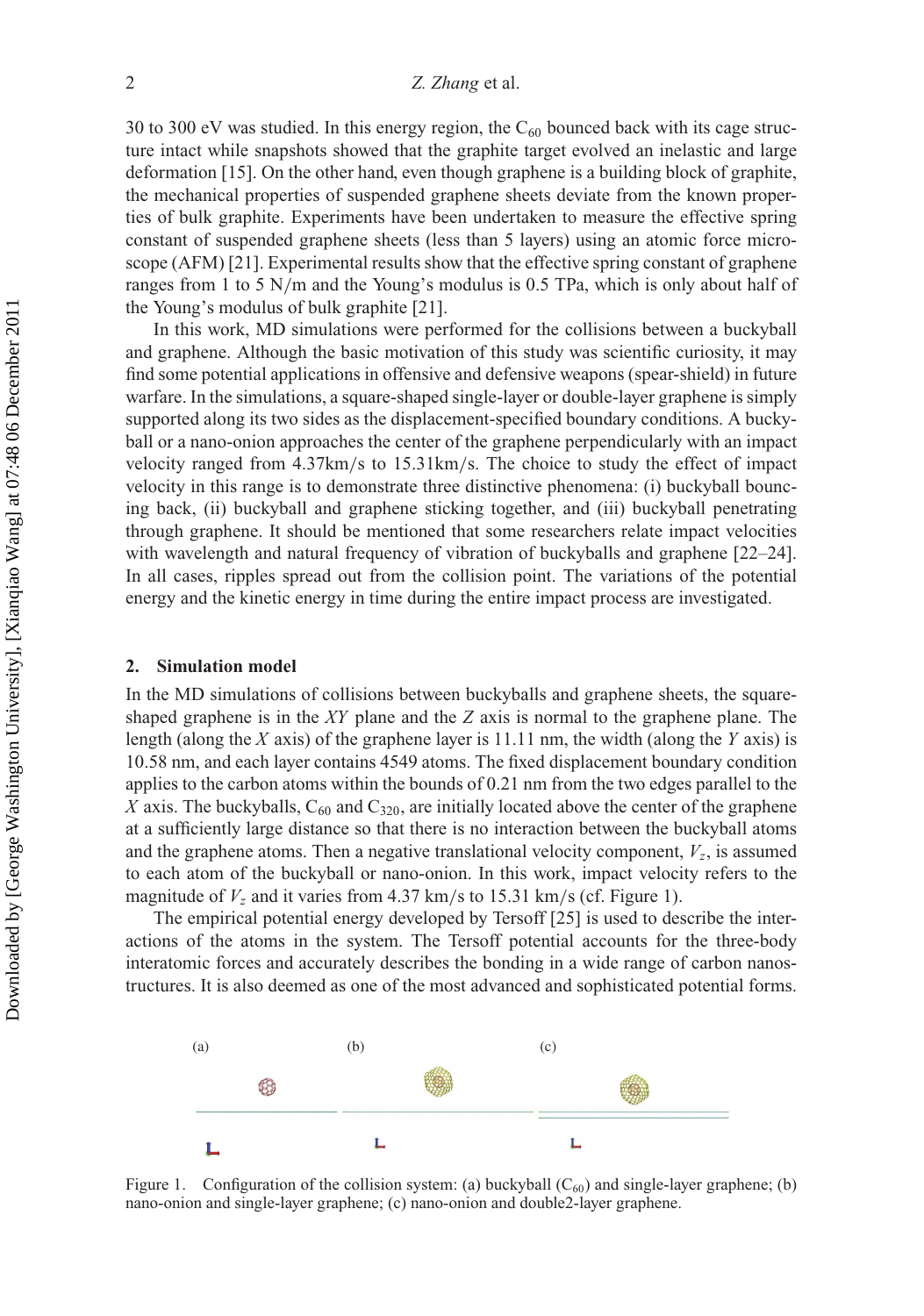30 to 300 eV was studied. In this energy region, the $C_{60}$ bounced back with its cage structure intact while snapshots showed that the graphite target evolved an inelastic and large deformation [15]. On the other hand, even though graphene is a building block of graphite, the mechanical properties of suspended graphene sheets deviate from the known properties of bulk graphite. Experiments have been undertaken to measure the effective spring constant of suspended graphene sheets (less than 5 layers) using an atomic force microscope (AFM) [21]. Experimental results show that the effective spring constant of graphene ranges from 1 to 5 N/m and the Young's modulus is 0.5 TPa, which is only about half of the Young's modulus of bulk graphite [21].

In this work, MD simulations were performed for the collisions between a buckyball and graphene. Although the basic motivation of this study was scientific curiosity, it may find some potential applications in offensive and defensive weapons (spear-shield) in future warfare. In the simulations, a square-shaped single-layer or double-layer graphene is simply supported along its two sides as the displacement-specified boundary conditions. A buckyball or a nano-onion approaches the center of the graphene perpendicularly with an impact velocity ranged from 4.37km/s to 15.31km/s. The choice to study the effect of impact velocity in this range is to demonstrate three distinctive phenomena: (i) buckyball bouncing back, (ii) buckyball and graphene sticking together, and (iii) buckyball penetrating through graphene. It should be mentioned that some researchers relate impact velocities with wavelength and natural frequency of vibration of buckyballs and graphene [22–24]. In all cases, ripples spread out from the collision point. The variations of the potential energy and the kinetic energy in time during the entire impact process are investigated.

## 2. Simulation model

In the MD simulations of collisions between buckyballs and graphene sheets, the square-shaped graphene is in the $XY$ plane and the $Z$ axis is normal to the graphene plane. The length (along the $X$ axis) of the graphene layer is 11.11 nm, the width (along the $Y$ axis) is 10.58 nm, and each layer contains 4549 atoms. The fixed displacement boundary condition applies to the carbon atoms within the bounds of 0.21 nm from the two edges parallel to the $X$ axis. The buckyballs, $C_{60}$ and $C_{320}$, are initially located above the center of the graphene at a sufficiently large distance so that there is no interaction between the buckyball atoms and the graphene atoms. Then a negative translational velocity component, $V_z$, is assumed to each atom of the buckyball or nano-onion. In this work, impact velocity refers to the magnitude of $V_z$ and it varies from 4.37 km/s to 15.31 km/s (cf. Figure 1).

The empirical potential energy developed by Tersoff [25] is used to describe the interactions of the atoms in the system. The Tersoff potential accounts for the three-body interatomic forces and accurately describes the bonding in a wide range of carbon nanostructures. It is also deemed as one of the most advanced and sophisticated potential forms.

Figure 1. Configuration of the collision system: (a) buckyball ($C_{60}$) and single-layer graphene; (b) nano-onion and single-layer graphene; (c) nano-onion and double2-layer graphene.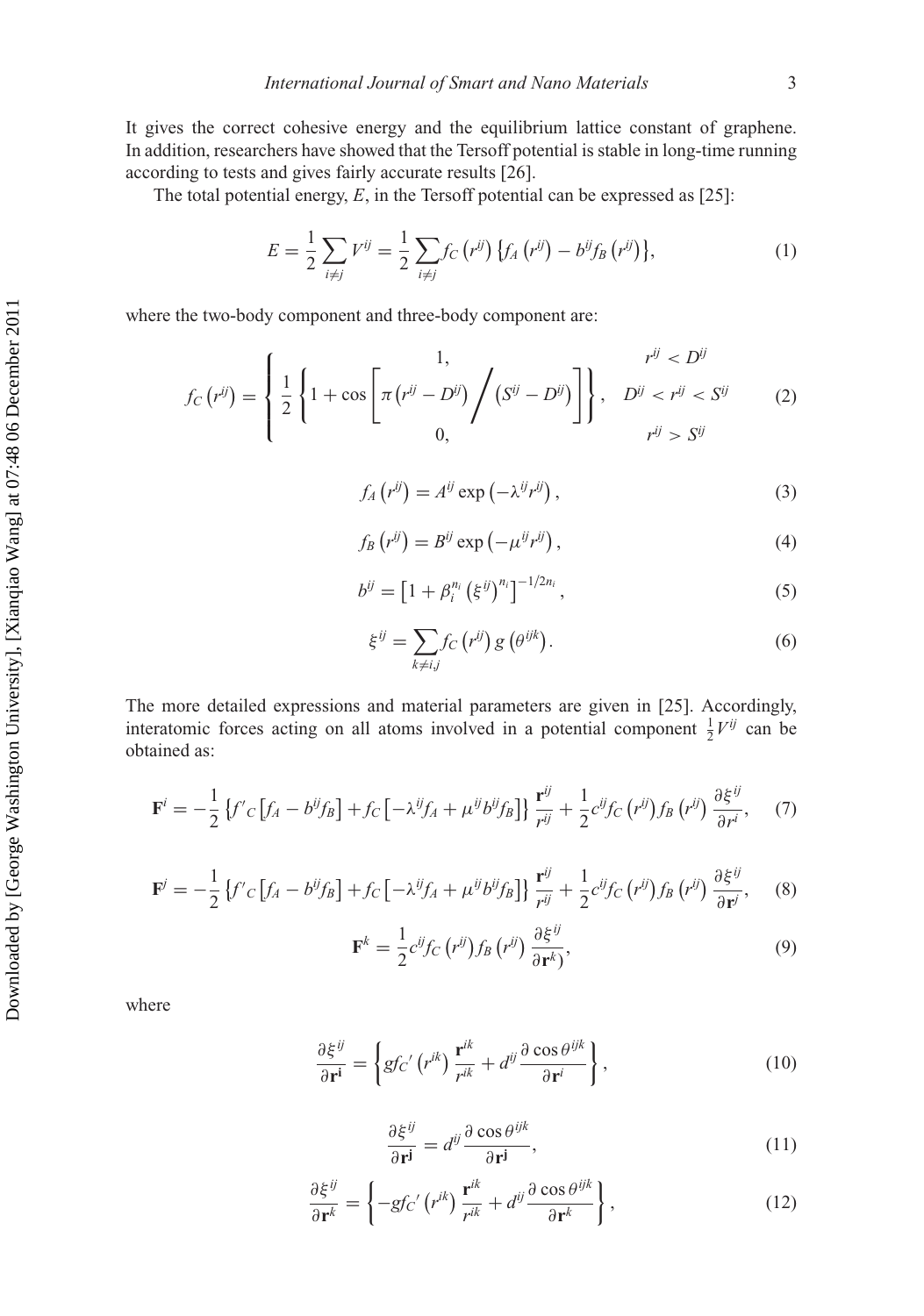It gives the correct cohesive energy and the equilibrium lattice constant of graphene. In addition, researchers have showed that the Tersoff potential is stable in long-time running according to tests and gives fairly accurate results [26].

The total potential energy, $E$, in the Tersoff potential can be expressed as [25]:

$$E = \frac{1}{2}\sum_{i \neq j} V^{ij} = \frac{1}{2}\sum_{i \neq j} f_C\left(r^{ij}\right)\left\{f_A\left(r^{ij}\right) - b^{ij} f_B\left(r^{ij}\right)\right\}, \tag{1}$$

where the two-body component and three-body component are:

$$f_C\left(r^{ij}\right) = \begin{cases} 1, & r^{ij} < D^{ij} \\ \frac{1}{2}\left\{1 + \cos\left[\pi\left(r^{ij} - D^{ij}\right) \Big/ \left(S^{ij} - D^{ij}\right)\right]\right\}, & D^{ij} < r^{ij} < S^{ij} \\ 0, & r^{ij} > S^{ij} \end{cases} \tag{2}$$

$$f_A\left(r^{ij}\right) = A^{ij} \exp\left(-\lambda^{ij} r^{ij}\right), \tag{3}$$

$$f_B\left(r^{ij}\right) = B^{ij} \exp\left(-\mu^{ij} r^{ij}\right), \tag{4}$$

$$b^{ij} = \left[1 + \beta_i^{n_i}\left(\xi^{ij}\right)^{n_i}\right]^{-1/2n_i}, \tag{5}$$

$$\xi^{ij} = \sum_{k \neq i,j} f_C\left(r^{ij}\right) g\left(\theta^{ijk}\right). \tag{6}$$

The more detailed expressions and material parameters are given in [25]. Accordingly, interatomic forces acting on all atoms involved in a potential component $\frac{1}{2}V^{ij}$ can be obtained as:

$$\mathbf{F}^i = -\frac{1}{2}\left\{f'_C\left[f_A - b^{ij} f_B\right] + f_C\left[-\lambda^{ij} f_A + \mu^{ij} b^{ij} f_B\right]\right\}\frac{\mathbf{r}^{ij}}{r^{ij}} + \frac{1}{2}c^{ij} f_C\left(r^{ij}\right) f_B\left(r^{ij}\right)\frac{\partial \xi^{ij}}{\partial r^i}, \tag{7}$$

$$\mathbf{F}^j = -\frac{1}{2}\left\{f'_C\left[f_A - b^{ij} f_B\right] + f_C\left[-\lambda^{ij} f_A + \mu^{ij} b^{ij} f_B\right]\right\}\frac{\mathbf{r}^{ij}}{r^{ij}} + \frac{1}{2}c^{ij} f_C\left(r^{ij}\right) f_B\left(r^{ij}\right)\frac{\partial \xi^{ij}}{\partial \mathbf{r}^j}, \tag{8}$$

$$\mathbf{F}^k = \frac{1}{2}c^{ij} f_C\left(r^{ij}\right) f_B\left(r^{ij}\right)\frac{\partial \xi^{ij}}{\partial \mathbf{r}^k)}, \tag{9}$$

where

$$\frac{\partial \xi^{ij}}{\partial \mathbf{r}^{\mathbf{i}}} = \left\{g f_{C'}\left(r^{ik}\right)\frac{\mathbf{r}^{ik}}{r^{ik}} + d^{ij}\frac{\partial \cos\theta^{ijk}}{\partial \mathbf{r}^i}\right\}, \tag{10}$$

$$\frac{\partial \xi^{ij}}{\partial \mathbf{r}^{\mathbf{j}}} = d^{ij}\frac{\partial \cos\theta^{ijk}}{\partial \mathbf{r}^{\mathbf{j}}}, \tag{11}$$

$$\frac{\partial \xi^{ij}}{\partial \mathbf{r}^k} = \left\{-g f_{C'}\left(r^{ik}\right)\frac{\mathbf{r}^{ik}}{r^{ik}} + d^{ij}\frac{\partial \cos\theta^{ijk}}{\partial \mathbf{r}^k}\right\}, \tag{12}$$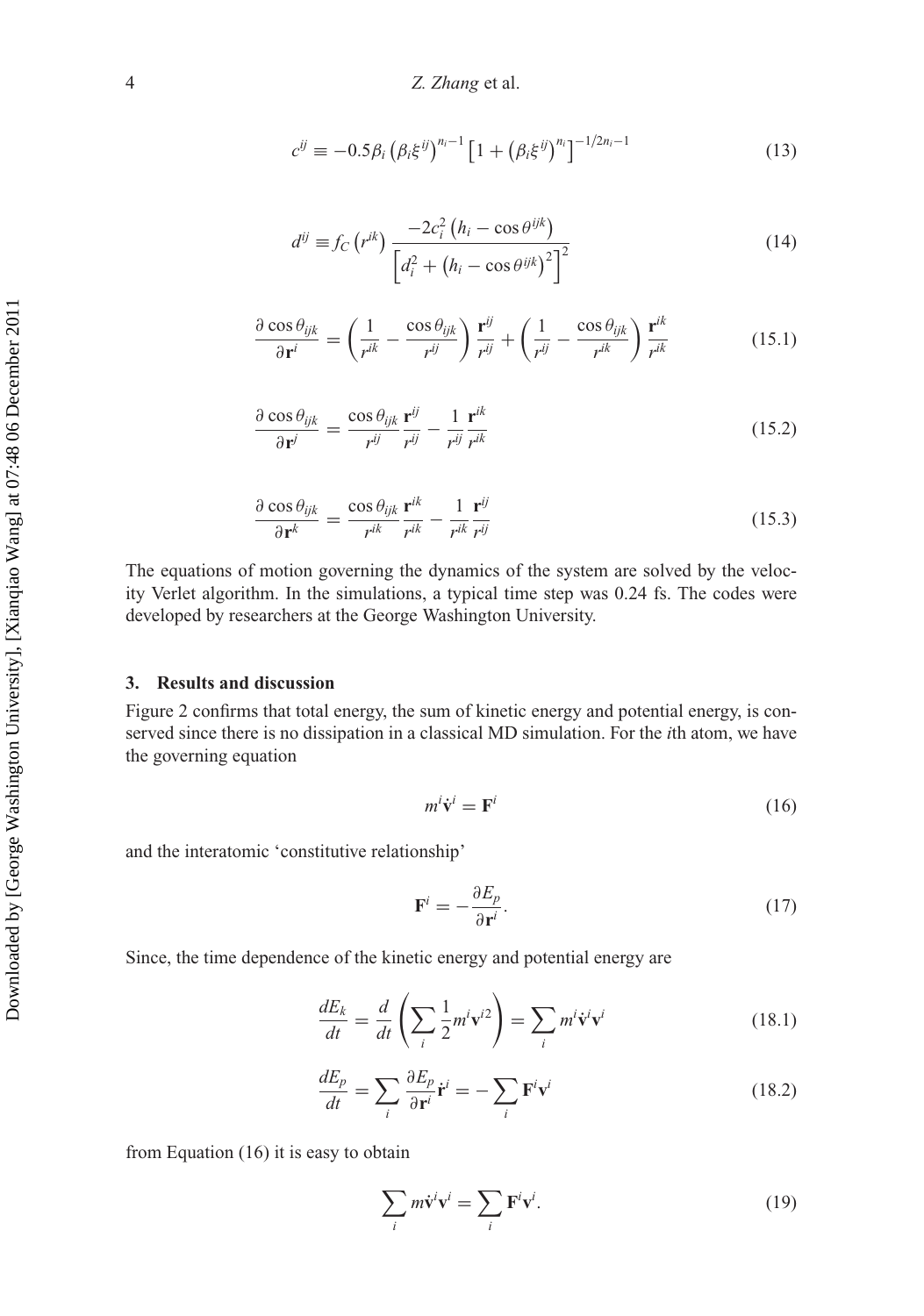$$c^{ij} \equiv -0.5\beta_i \left(\beta_i \xi^{ij}\right)^{n_i - 1} \left[1 + \left(\beta_i \xi^{ij}\right)^{n_i}\right]^{-1/2n_i - 1} \tag{13}$$

$$d^{ij} \equiv f_C\left(r^{ik}\right) \frac{-2c_i^2\left(h_i - \cos\theta^{ijk}\right)}{\left[d_i^2 + \left(h_i - \cos\theta^{ijk}\right)^2\right]^2} \tag{14}$$

$$\frac{\partial \cos\theta_{ijk}}{\partial \mathbf{r}^i} = \left(\frac{1}{r^{ik}} - \frac{\cos\theta_{ijk}}{r^{ij}}\right)\frac{\mathbf{r}^{ij}}{r^{ij}} + \left(\frac{1}{r^{ij}} - \frac{\cos\theta_{ijk}}{r^{ik}}\right)\frac{\mathbf{r}^{ik}}{r^{ik}} \tag{15.1}$$

$$\frac{\partial \cos\theta_{ijk}}{\partial \mathbf{r}^j} = \frac{\cos\theta_{ijk}}{r^{ij}}\frac{\mathbf{r}^{ij}}{r^{ij}} - \frac{1}{r^{ij}}\frac{\mathbf{r}^{ik}}{r^{ik}} \tag{15.2}$$

$$\frac{\partial \cos\theta_{ijk}}{\partial \mathbf{r}^k} = \frac{\cos\theta_{ijk}}{r^{ik}}\frac{\mathbf{r}^{ik}}{r^{ik}} - \frac{1}{r^{ik}}\frac{\mathbf{r}^{ij}}{r^{ij}} \tag{15.3}$$

The equations of motion governing the dynamics of the system are solved by the velocity Verlet algorithm. In the simulations, a typical time step was 0.24 fs. The codes were developed by researchers at the George Washington University.

## 3. Results and discussion

Figure 2 confirms that total energy, the sum of kinetic energy and potential energy, is conserved since there is no dissipation in a classical MD simulation. For the $i$th atom, we have the governing equation

$$m^i \dot{\mathbf{v}}^i = \mathbf{F}^i \tag{16}$$

and the interatomic 'constitutive relationship'

$$\mathbf{F}^i = -\frac{\partial E_p}{\partial \mathbf{r}^i}. \tag{17}$$

Since, the time dependence of the kinetic energy and potential energy are

$$\frac{dE_k}{dt} = \frac{d}{dt}\left(\sum_i \frac{1}{2} m^i \mathbf{v}^{i2}\right) = \sum_i m^i \dot{\mathbf{v}}^i \mathbf{v}^i \tag{18.1}$$

$$\frac{dE_p}{dt} = \sum_i \frac{\partial E_p}{\partial \mathbf{r}^i} \dot{\mathbf{r}}^i = -\sum_i \mathbf{F}^i \mathbf{v}^i \tag{18.2}$$

from Equation (16) it is easy to obtain

$$\sum_i m \dot{\mathbf{v}}^i \mathbf{v}^i = \sum_i \mathbf{F}^i \mathbf{v}^i. \tag{19}$$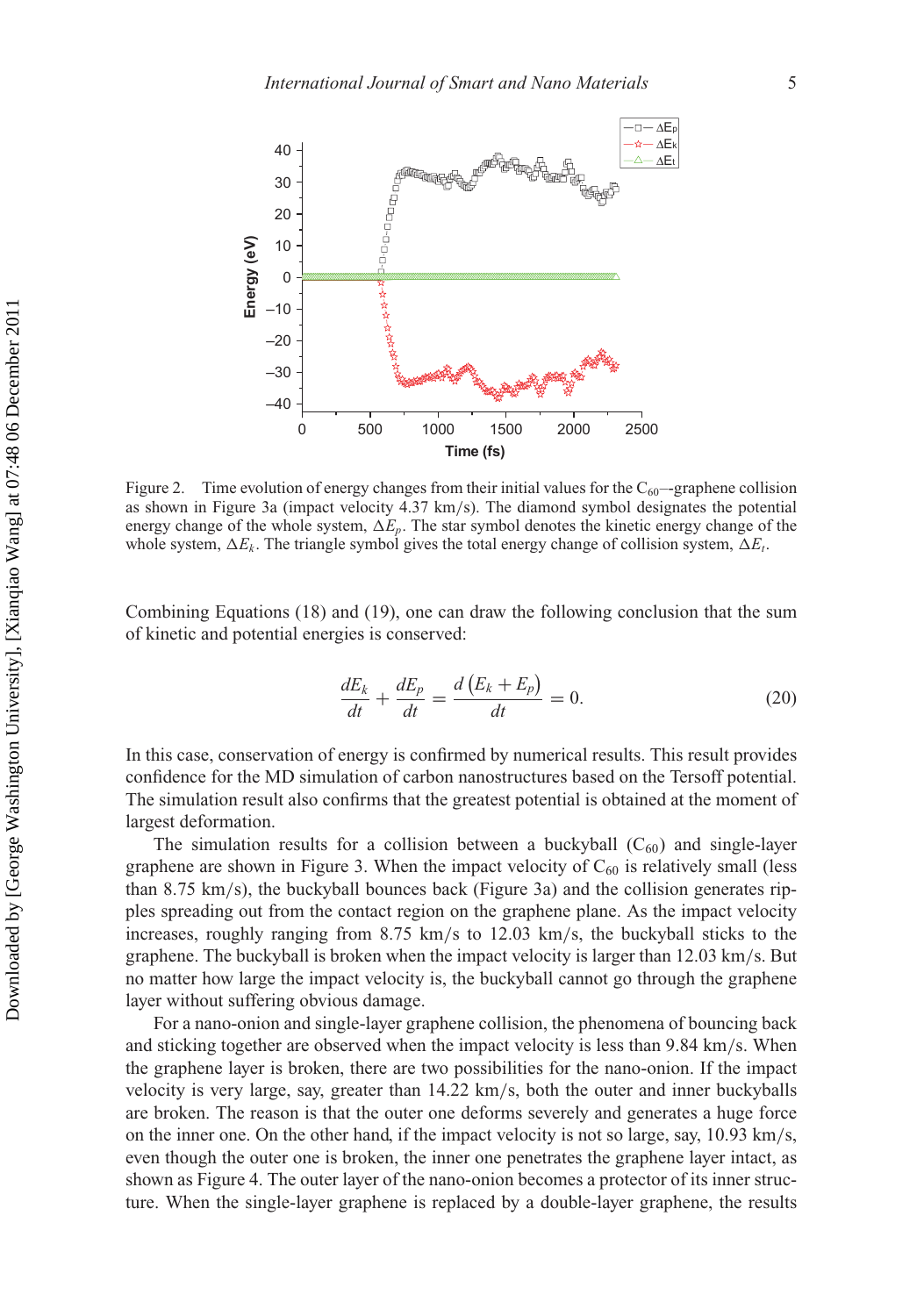Figure 2. Time evolution of energy changes from their initial values for the $C_{60}$–graphene collision as shown in Figure 3a (impact velocity 4.37 km/s). The diamond symbol designates the potential energy change of the whole system, $\Delta E_p$. The star symbol denotes the kinetic energy change of the whole system, $\Delta E_k$. The triangle symbol gives the total energy change of collision system, $\Delta E_t$.

Combining Equations (18) and (19), one can draw the following conclusion that the sum of kinetic and potential energies is conserved:

$$\frac{dE_k}{dt} + \frac{dE_p}{dt} = \frac{d\left(E_k + E_p\right)}{dt} = 0. \tag{20}$$

In this case, conservation of energy is confirmed by numerical results. This result provides confidence for the MD simulation of carbon nanostructures based on the Tersoff potential. The simulation result also confirms that the greatest potential is obtained at the moment of largest deformation.

The simulation results for a collision between a buckyball ($C_{60}$) and single-layer graphene are shown in Figure 3. When the impact velocity of $C_{60}$ is relatively small (less than 8.75 km/s), the buckyball bounces back (Figure 3a) and the collision generates ripples spreading out from the contact region on the graphene plane. As the impact velocity increases, roughly ranging from 8.75 km/s to 12.03 km/s, the buckyball sticks to the graphene. The buckyball is broken when the impact velocity is larger than 12.03 km/s. But no matter how large the impact velocity is, the buckyball cannot go through the graphene layer without suffering obvious damage.

For a nano-onion and single-layer graphene collision, the phenomena of bouncing back and sticking together are observed when the impact velocity is less than 9.84 km/s. When the graphene layer is broken, there are two possibilities for the nano-onion. If the impact velocity is very large, say, greater than 14.22 km/s, both the outer and inner buckyballs are broken. The reason is that the outer one deforms severely and generates a huge force on the inner one. On the other hand, if the impact velocity is not so large, say, 10.93 km/s, even though the outer one is broken, the inner one penetrates the graphene layer intact, as shown as Figure 4. The outer layer of the nano-onion becomes a protector of its inner structure. When the single-layer graphene is replaced by a double-layer graphene, the results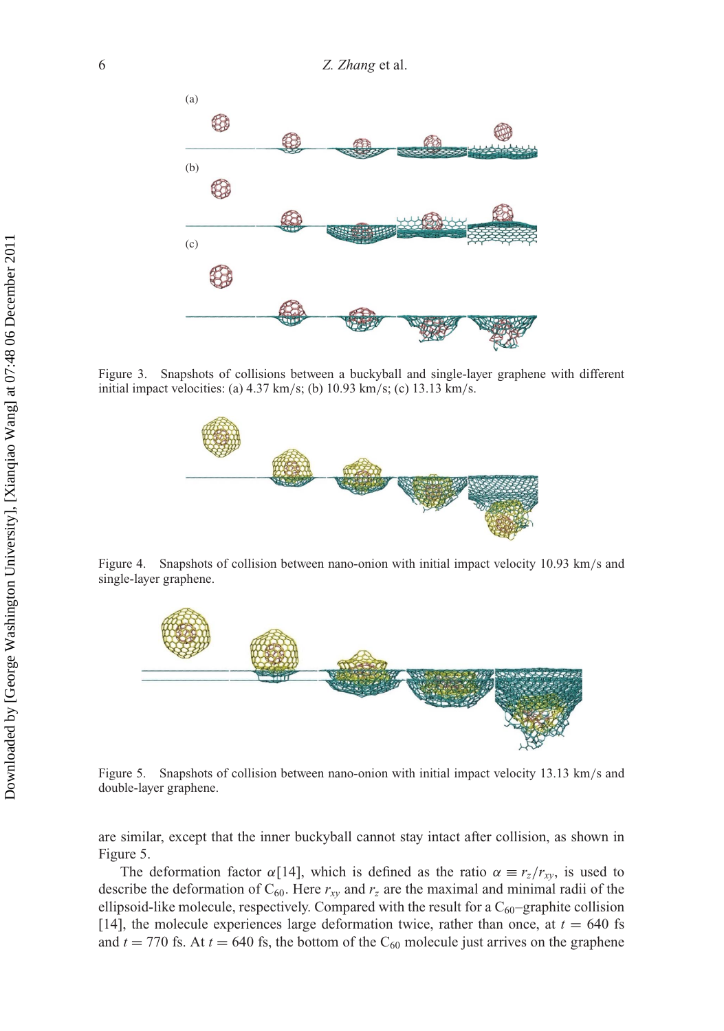(a)

(b)

(c)

Figure 3. Snapshots of collisions between a buckyball and single-layer graphene with different initial impact velocities: (a) 4.37 km/s; (b) 10.93 km/s; (c) 13.13 km/s.

Figure 4. Snapshots of collision between nano-onion with initial impact velocity 10.93 km/s and single-layer graphene.

Figure 5. Snapshots of collision between nano-onion with initial impact velocity 13.13 km/s and double-layer graphene.

are similar, except that the inner buckyball cannot stay intact after collision, as shown in Figure 5.

The deformation factor $\alpha$[14], which is defined as the ratio $\alpha \equiv r_z/r_{xy}$, is used to describe the deformation of $C_{60}$. Here $r_{xy}$ and $r_z$ are the maximal and minimal radii of the ellipsoid-like molecule, respectively. Compared with the result for a $C_{60}$–graphite collision [14], the molecule experiences large deformation twice, rather than once, at $t = 640$ fs and $t = 770$ fs. At $t = 640$ fs, the bottom of the $C_{60}$ molecule just arrives on the graphene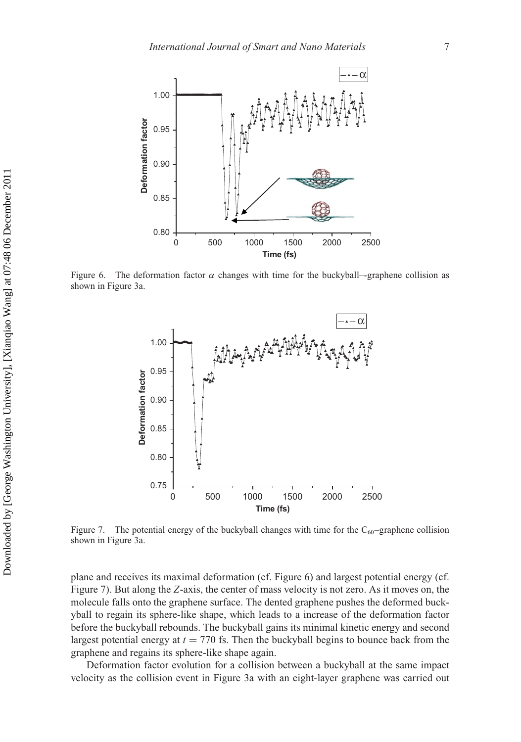Figure 6. The deformation factor $\alpha$ changes with time for the buckyball–-graphene collision as shown in Figure 3a.

Figure 7. The potential energy of the buckyball changes with time for the $C_{60}$–graphene collision shown in Figure 3a.

plane and receives its maximal deformation (cf. Figure 6) and largest potential energy (cf. Figure 7). But along the $Z$-axis, the center of mass velocity is not zero. As it moves on, the molecule falls onto the graphene surface. The dented graphene pushes the deformed buckyball to regain its sphere-like shape, which leads to a increase of the deformation factor before the buckyball rebounds. The buckyball gains its minimal kinetic energy and second largest potential energy at $t = 770$ fs. Then the buckyball begins to bounce back from the graphene and regains its sphere-like shape again.

Deformation factor evolution for a collision between a buckyball at the same impact velocity as the collision event in Figure 3a with an eight-layer graphene was carried out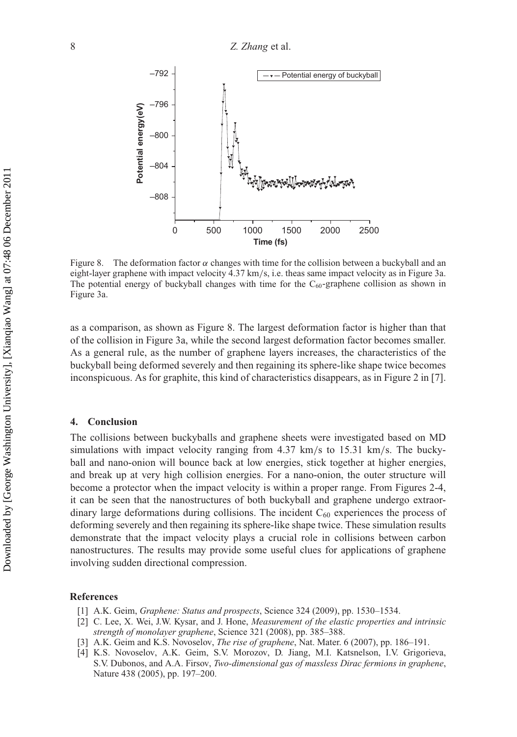Figure 8. The deformation factor $\alpha$ changes with time for the collision between a buckyball and an eight-layer graphene with impact velocity 4.37 km/s, i.e. theas same impact velocity as in Figure 3a. The potential energy of buckyball changes with time for the $C_{60}$-graphene collision as shown in Figure 3a.

as a comparison, as shown as Figure 8. The largest deformation factor is higher than that of the collision in Figure 3a, while the second largest deformation factor becomes smaller. As a general rule, as the number of graphene layers increases, the characteristics of the buckyball being deformed severely and then regaining its sphere-like shape twice becomes inconspicuous. As for graphite, this kind of characteristics disappears, as in Figure 2 in [7].

## 4. Conclusion

The collisions between buckyballs and graphene sheets were investigated based on MD simulations with impact velocity ranging from 4.37 km/s to 15.31 km/s. The buckyball and nano-onion will bounce back at low energies, stick together at higher energies, and break up at very high collision energies. For a nano-onion, the outer structure will become a protector when the impact velocity is within a proper range. From Figures 2-4, it can be seen that the nanostructures of both buckyball and graphene undergo extraordinary large deformations during collisions. The incident $C_{60}$ experiences the process of deforming severely and then regaining its sphere-like shape twice. These simulation results demonstrate that the impact velocity plays a crucial role in collisions between carbon nanostructures. The results may provide some useful clues for applications of graphene involving sudden directional compression.

## References

[1] A.K. Geim, *Graphene: Status and prospects*, Science 324 (2009), pp. 1530–1534.

[2] C. Lee, X. Wei, J.W. Kysar, and J. Hone, *Measurement of the elastic properties and intrinsic strength of monolayer graphene*, Science 321 (2008), pp. 385–388.

[3] A.K. Geim and K.S. Novoselov, *The rise of graphene*, Nat. Mater. 6 (2007), pp. 186–191.

[4] K.S. Novoselov, A.K. Geim, S.V. Morozov, D. Jiang, M.I. Katsnelson, I.V. Grigorieva, S.V. Dubonos, and A.A. Firsov, *Two-dimensional gas of massless Dirac fermions in graphene*, Nature 438 (2005), pp. 197–200.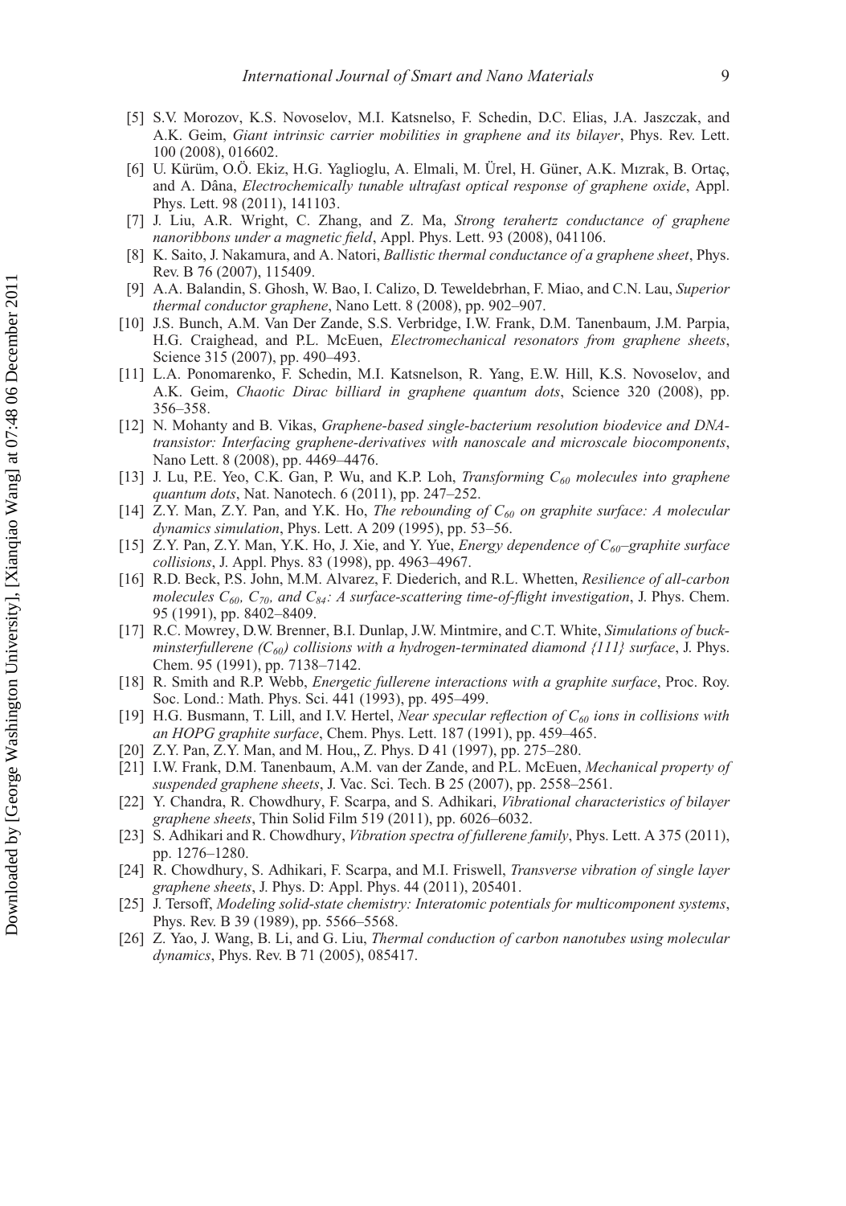[5] S.V. Morozov, K.S. Novoselov, M.I. Katsnelso, F. Schedin, D.C. Elias, J.A. Jaszczak, and A.K. Geim, *Giant intrinsic carrier mobilities in graphene and its bilayer*, Phys. Rev. Lett. 100 (2008), 016602.

[6] U. Kürüm, O.Ö. Ekiz, H.G. Yaglioglu, A. Elmali, M. Ürel, H. Güner, A.K. Mızrak, B. Ortaç, and A. Dâna, *Electrochemically tunable ultrafast optical response of graphene oxide*, Appl. Phys. Lett. 98 (2011), 141103.

[7] J. Liu, A.R. Wright, C. Zhang, and Z. Ma, *Strong terahertz conductance of graphene nanoribbons under a magnetic field*, Appl. Phys. Lett. 93 (2008), 041106.

[8] K. Saito, J. Nakamura, and A. Natori, *Ballistic thermal conductance of a graphene sheet*, Phys. Rev. B 76 (2007), 115409.

[9] A.A. Balandin, S. Ghosh, W. Bao, I. Calizo, D. Teweldebrhan, F. Miao, and C.N. Lau, *Superior thermal conductor graphene*, Nano Lett. 8 (2008), pp. 902–907.

[10] J.S. Bunch, A.M. Van Der Zande, S.S. Verbridge, I.W. Frank, D.M. Tanenbaum, J.M. Parpia, H.G. Craighead, and P.L. McEuen, *Electromechanical resonators from graphene sheets*, Science 315 (2007), pp. 490–493.

[11] L.A. Ponomarenko, F. Schedin, M.I. Katsnelson, R. Yang, E.W. Hill, K.S. Novoselov, and A.K. Geim, *Chaotic Dirac billiard in graphene quantum dots*, Science 320 (2008), pp. 356–358.

[12] N. Mohanty and B. Vikas, *Graphene-based single-bacterium resolution biodevice and DNA-transistor: Interfacing graphene-derivatives with nanoscale and microscale biocomponents*, Nano Lett. 8 (2008), pp. 4469–4476.

[13] J. Lu, P.E. Yeo, C.K. Gan, P. Wu, and K.P. Loh, *Transforming $C_{60}$ molecules into graphene quantum dots*, Nat. Nanotech. 6 (2011), pp. 247–252.

[14] Z.Y. Man, Z.Y. Pan, and Y.K. Ho, *The rebounding of $C_{60}$ on graphite surface: A molecular dynamics simulation*, Phys. Lett. A 209 (1995), pp. 53–56.

[15] Z.Y. Pan, Z.Y. Man, Y.K. Ho, J. Xie, and Y. Yue, *Energy dependence of $C_{60}$–graphite surface collisions*, J. Appl. Phys. 83 (1998), pp. 4963–4967.

[16] R.D. Beck, P.S. John, M.M. Alvarez, F. Diederich, and R.L. Whetten, *Resilience of all-carbon molecules $C_{60}$, $C_{70}$, and $C_{84}$: A surface-scattering time-of-flight investigation*, J. Phys. Chem. 95 (1991), pp. 8402–8409.

[17] R.C. Mowrey, D.W. Brenner, B.I. Dunlap, J.W. Mintmire, and C.T. White, *Simulations of buckminsterfullerene ($C_{60}$) collisions with a hydrogen-terminated diamond {111} surface*, J. Phys. Chem. 95 (1991), pp. 7138–7142.

[18] R. Smith and R.P. Webb, *Energetic fullerene interactions with a graphite surface*, Proc. Roy. Soc. Lond.: Math. Phys. Sci. 441 (1993), pp. 495–499.

[19] H.G. Busmann, T. Lill, and I.V. Hertel, *Near specular reflection of $C_{60}$ ions in collisions with an HOPG graphite surface*, Chem. Phys. Lett. 187 (1991), pp. 459–465.

[20] Z.Y. Pan, Z.Y. Man, and M. Hou,, Z. Phys. D 41 (1997), pp. 275–280.

[21] I.W. Frank, D.M. Tanenbaum, A.M. van der Zande, and P.L. McEuen, *Mechanical property of suspended graphene sheets*, J. Vac. Sci. Tech. B 25 (2007), pp. 2558–2561.

[22] Y. Chandra, R. Chowdhury, F. Scarpa, and S. Adhikari, *Vibrational characteristics of bilayer graphene sheets*, Thin Solid Film 519 (2011), pp. 6026–6032.

[23] S. Adhikari and R. Chowdhury, *Vibration spectra of fullerene family*, Phys. Lett. A 375 (2011), pp. 1276–1280.

[24] R. Chowdhury, S. Adhikari, F. Scarpa, and M.I. Friswell, *Transverse vibration of single layer graphene sheets*, J. Phys. D: Appl. Phys. 44 (2011), 205401.

[25] J. Tersoff, *Modeling solid-state chemistry: Interatomic potentials for multicomponent systems*, Phys. Rev. B 39 (1989), pp. 5566–5568.

[26] Z. Yao, J. Wang, B. Li, and G. Liu, *Thermal conduction of carbon nanotubes using molecular dynamics*, Phys. Rev. B 71 (2005), 085417.